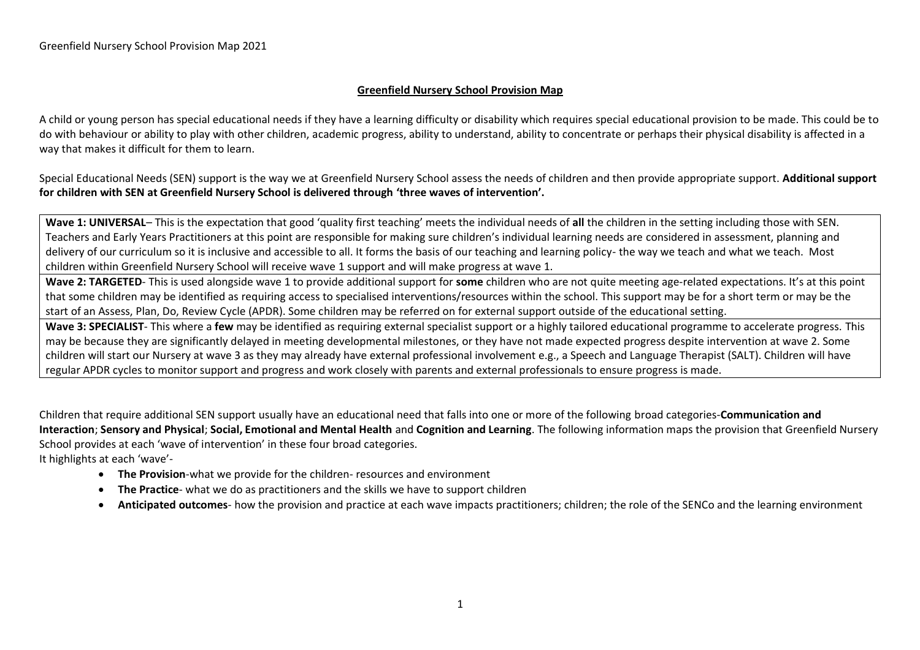## Greenfield Nursery School Provision Map

A child or young person has special educational needs if they have a learning difficulty or disability which requires special educational provision to be made. This could be to do with behaviour or ability to play with other children, academic progress, ability to understand, ability to concentrate or perhaps their physical disability is affected in a way that makes it difficult for them to learn.

Special Educational Needs (SEN) support is the way we at Greenfield Nursery School assess the needs of children and then provide appropriate support. **Additional support for children with SEN at Greenfield Nursery School is delivered through 'three waves of intervention'.**

| |
|---|
| **Wave 1: UNIVERSAL**– This is the expectation that good 'quality first teaching' meets the individual needs of **all** the children in the setting including those with SEN. Teachers and Early Years Practitioners at this point are responsible for making sure children's individual learning needs are considered in assessment, planning and delivery of our curriculum so it is inclusive and accessible to all. It forms the basis of our teaching and learning policy- the way we teach and what we teach. Most children within Greenfield Nursery School will receive wave 1 support and will make progress at wave 1. |
| **Wave 2: TARGETED**- This is used alongside wave 1 to provide additional support for **some** children who are not quite meeting age-related expectations. It's at this point that some children may be identified as requiring access to specialised interventions/resources within the school. This support may be for a short term or may be the start of an Assess, Plan, Do, Review Cycle (APDR). Some children may be referred on for external support outside of the educational setting. |
| **Wave 3: SPECIALIST**- This where a **few** may be identified as requiring external specialist support or a highly tailored educational programme to accelerate progress. This may be because they are significantly delayed in meeting developmental milestones, or they have not made expected progress despite intervention at wave 2. Some children will start our Nursery at wave 3 as they may already have external professional involvement e.g., a Speech and Language Therapist (SALT). Children will have regular APDR cycles to monitor support and progress and work closely with parents and external professionals to ensure progress is made. |

Children that require additional SEN support usually have an educational need that falls into one or more of the following broad categories-**Communication and Interaction**; **Sensory and Physical**; **Social, Emotional and Mental Health** and **Cognition and Learning**. The following information maps the provision that Greenfield Nursery School provides at each 'wave of intervention' in these four broad categories.
It highlights at each 'wave'-

- **The Provision**-what we provide for the children- resources and environment
- **The Practice**- what we do as practitioners and the skills we have to support children
- **Anticipated outcomes**- how the provision and practice at each wave impacts practitioners; children; the role of the SENCo and the learning environment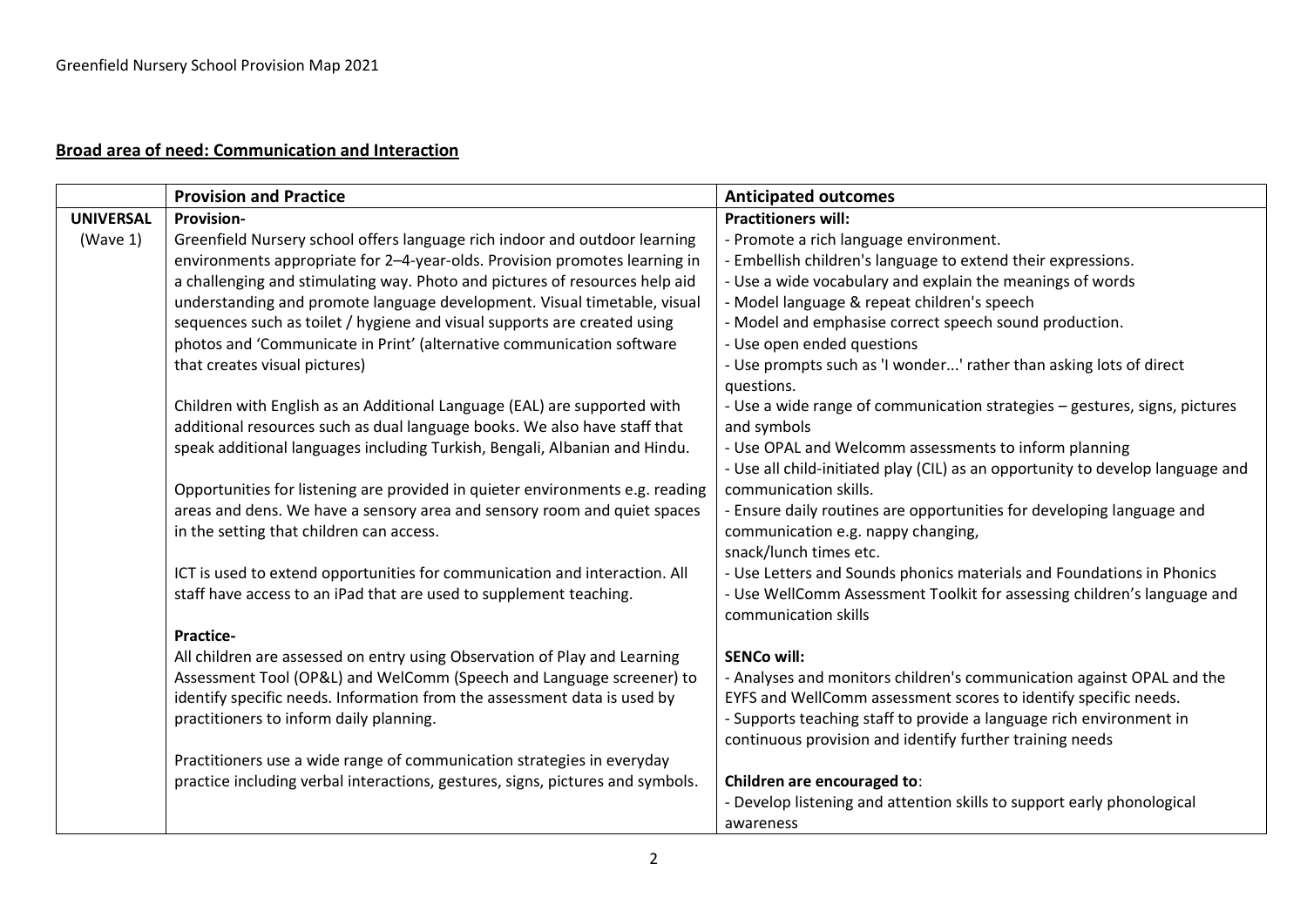Greenfield Nursery School Provision Map 2021

## Broad area of need: Communication and Interaction

| | Provision and Practice | Anticipated outcomes |
|---|---|---|
| **UNIVERSAL** (Wave 1) | **Provision-**<br>Greenfield Nursery school offers language rich indoor and outdoor learning environments appropriate for 2–4-year-olds. Provision promotes learning in a challenging and stimulating way. Photo and pictures of resources help aid understanding and promote language development. Visual timetable, visual sequences such as toilet / hygiene and visual supports are created using photos and 'Communicate in Print' (alternative communication software that creates visual pictures)<br><br>Children with English as an Additional Language (EAL) are supported with additional resources such as dual language books. We also have staff that speak additional languages including Turkish, Bengali, Albanian and Hindu.<br><br>Opportunities for listening are provided in quieter environments e.g. reading areas and dens. We have a sensory area and sensory room and quiet spaces in the setting that children can access.<br><br>ICT is used to extend opportunities for communication and interaction. All staff have access to an iPad that are used to supplement teaching.<br><br>**Practice-**<br>All children are assessed on entry using Observation of Play and Learning Assessment Tool (OP&L) and WelComm (Speech and Language screener) to identify specific needs. Information from the assessment data is used by practitioners to inform daily planning.<br><br>Practitioners use a wide range of communication strategies in everyday practice including verbal interactions, gestures, signs, pictures and symbols. | **Practitioners will:**<br>- Promote a rich language environment.<br>- Embellish children's language to extend their expressions.<br>- Use a wide vocabulary and explain the meanings of words<br>- Model language & repeat children's speech<br>- Model and emphasise correct speech sound production.<br>- Use open ended questions<br>- Use prompts such as 'I wonder...' rather than asking lots of direct questions.<br>- Use a wide range of communication strategies – gestures, signs, pictures and symbols<br>- Use OPAL and Welcomm assessments to inform planning<br>- Use all child-initiated play (CIL) as an opportunity to develop language and communication skills.<br>- Ensure daily routines are opportunities for developing language and communication e.g. nappy changing, snack/lunch times etc.<br>- Use Letters and Sounds phonics materials and Foundations in Phonics<br>- Use WellComm Assessment Toolkit for assessing children's language and communication skills<br><br>**SENCo will:**<br>- Analyses and monitors children's communication against OPAL and the EYFS and WellComm assessment scores to identify specific needs.<br>- Supports teaching staff to provide a language rich environment in continuous provision and identify further training needs<br><br>**Children are encouraged to**:<br>- Develop listening and attention skills to support early phonological awareness |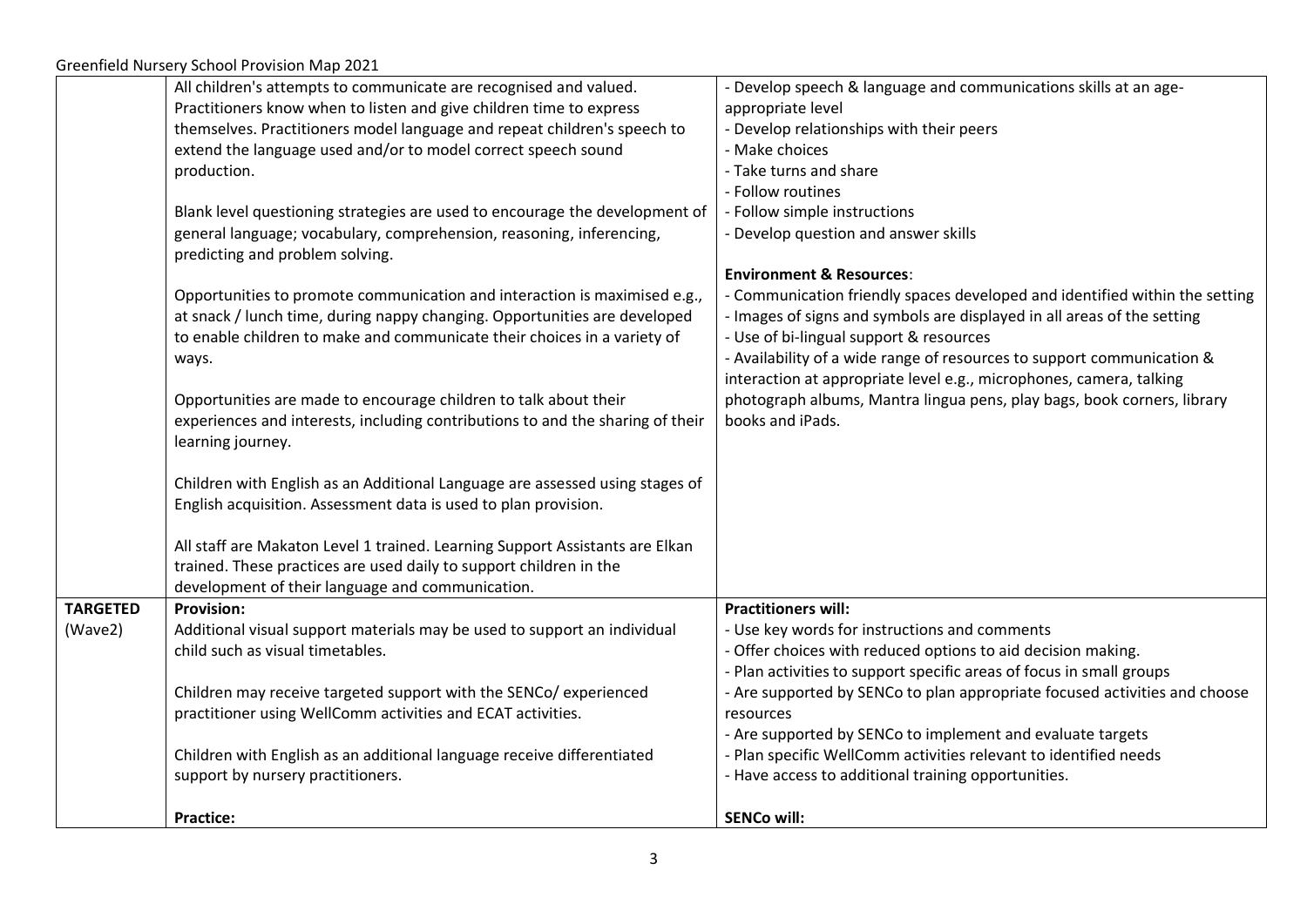| | | |
|---|---|---|
| | All children's attempts to communicate are recognised and valued. Practitioners know when to listen and give children time to express themselves. Practitioners model language and repeat children's speech to extend the language used and/or to model correct speech sound production.<br><br>Blank level questioning strategies are used to encourage the development of general language; vocabulary, comprehension, reasoning, inferencing, predicting and problem solving.<br><br>Opportunities to promote communication and interaction is maximised e.g., at snack / lunch time, during nappy changing. Opportunities are developed to enable children to make and communicate their choices in a variety of ways.<br><br>Opportunities are made to encourage children to talk about their experiences and interests, including contributions to and the sharing of their learning journey.<br><br>Children with English as an Additional Language are assessed using stages of English acquisition. Assessment data is used to plan provision.<br><br>All staff are Makaton Level 1 trained. Learning Support Assistants are Elkan trained. These practices are used daily to support children in the development of their language and communication. | - Develop speech & language and communications skills at an age-appropriate level<br>- Develop relationships with their peers<br>- Make choices<br>- Take turns and share<br>- Follow routines<br>- Follow simple instructions<br>- Develop question and answer skills<br><br>**Environment & Resources**:<br>- Communication friendly spaces developed and identified within the setting<br>- Images of signs and symbols are displayed in all areas of the setting<br>- Use of bi-lingual support & resources<br>- Availability of a wide range of resources to support communication & interaction at appropriate level e.g., microphones, camera, talking photograph albums, Mantra lingua pens, play bags, book corners, library books and iPads. |
| **TARGETED** (Wave2) | **Provision:**<br>Additional visual support materials may be used to support an individual child such as visual timetables.<br><br>Children may receive targeted support with the SENCo/ experienced practitioner using WellComm activities and ECAT activities.<br><br>Children with English as an additional language receive differentiated support by nursery practitioners.<br><br>**Practice:** | **Practitioners will:**<br>- Use key words for instructions and comments<br>- Offer choices with reduced options to aid decision making.<br>- Plan activities to support specific areas of focus in small groups<br>- Are supported by SENCo to plan appropriate focused activities and choose resources<br>- Are supported by SENCo to implement and evaluate targets<br>- Plan specific WellComm activities relevant to identified needs<br>- Have access to additional training opportunities.<br><br>**SENCo will:** |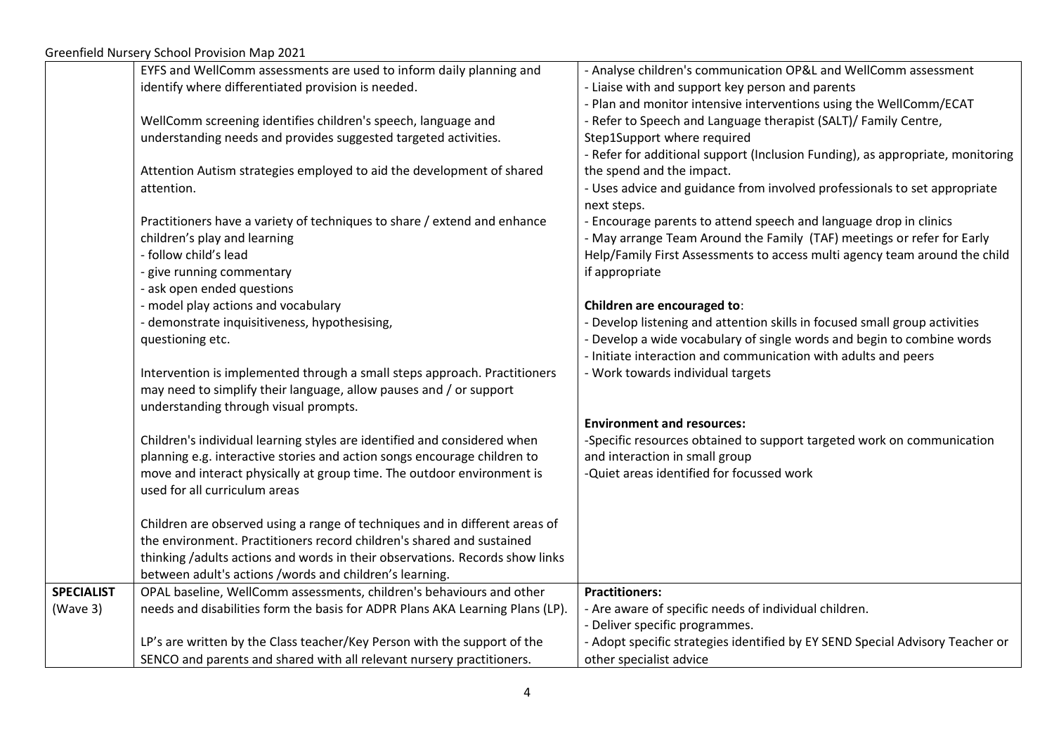| | | |
|---|---|---|
| | EYFS and WellComm assessments are used to inform daily planning and identify where differentiated provision is needed.<br><br>WellComm screening identifies children's speech, language and understanding needs and provides suggested targeted activities.<br><br>Attention Autism strategies employed to aid the development of shared attention.<br><br>Practitioners have a variety of techniques to share / extend and enhance children's play and learning<br>- follow child's lead<br>- give running commentary<br>- ask open ended questions<br>- model play actions and vocabulary<br>- demonstrate inquisitiveness, hypothesising, questioning etc.<br><br>Intervention is implemented through a small steps approach. Practitioners may need to simplify their language, allow pauses and / or support understanding through visual prompts.<br><br>Children's individual learning styles are identified and considered when planning e.g. interactive stories and action songs encourage children to move and interact physically at group time. The outdoor environment is used for all curriculum areas<br><br>Children are observed using a range of techniques and in different areas of the environment. Practitioners record children's shared and sustained thinking /adults actions and words in their observations. Records show links between adult's actions /words and children's learning. | - Analyse children's communication OP&L and WellComm assessment<br>- Liaise with and support key person and parents<br>- Plan and monitor intensive interventions using the WellComm/ECAT<br>- Refer to Speech and Language therapist (SALT)/ Family Centre, Step1Support where required<br>- Refer for additional support (Inclusion Funding), as appropriate, monitoring the spend and the impact.<br>- Uses advice and guidance from involved professionals to set appropriate next steps.<br>- Encourage parents to attend speech and language drop in clinics<br>- May arrange Team Around the Family (TAF) meetings or refer for Early Help/Family First Assessments to access multi agency team around the child if appropriate<br><br>**Children are encouraged to**:<br>- Develop listening and attention skills in focused small group activities<br>- Develop a wide vocabulary of single words and begin to combine words<br>- Initiate interaction and communication with adults and peers<br>- Work towards individual targets<br><br>**Environment and resources:**<br>-Specific resources obtained to support targeted work on communication and interaction in small group<br>-Quiet areas identified for focussed work |
| **SPECIALIST** (Wave 3) | OPAL baseline, WellComm assessments, children's behaviours and other needs and disabilities form the basis for ADPR Plans AKA Learning Plans (LP).<br><br>LP's are written by the Class teacher/Key Person with the support of the SENCO and parents and shared with all relevant nursery practitioners. | **Practitioners:**<br>- Are aware of specific needs of individual children.<br>- Deliver specific programmes.<br>- Adopt specific strategies identified by EY SEND Special Advisory Teacher or other specialist advice |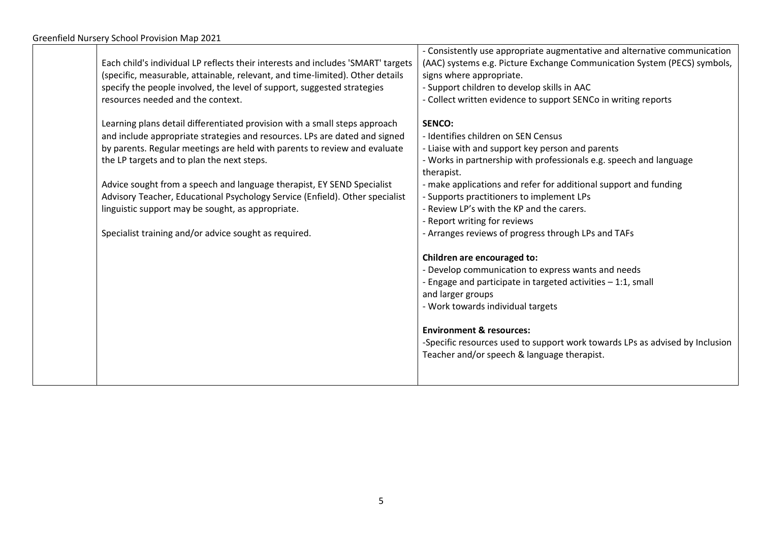| | | |
|---|---|---|
| | Each child's individual LP reflects their interests and includes 'SMART' targets (specific, measurable, attainable, relevant, and time-limited). Other details specify the people involved, the level of support, suggested strategies resources needed and the context.<br><br>Learning plans detail differentiated provision with a small steps approach and include appropriate strategies and resources. LPs are dated and signed by parents. Regular meetings are held with parents to review and evaluate the LP targets and to plan the next steps.<br><br>Advice sought from a speech and language therapist, EY SEND Specialist Advisory Teacher, Educational Psychology Service (Enfield). Other specialist linguistic support may be sought, as appropriate.<br><br>Specialist training and/or advice sought as required. | - Consistently use appropriate augmentative and alternative communication (AAC) systems e.g. Picture Exchange Communication System (PECS) symbols, signs where appropriate.<br>- Support children to develop skills in AAC<br>- Collect written evidence to support SENCo in writing reports<br><br>**SENCO:**<br>- Identifies children on SEN Census<br>- Liaise with and support key person and parents<br>- Works in partnership with professionals e.g. speech and language therapist.<br>- make applications and refer for additional support and funding<br>- Supports practitioners to implement LPs<br>- Review LP's with the KP and the carers.<br>- Report writing for reviews<br>- Arranges reviews of progress through LPs and TAFs<br><br>**Children are encouraged to:**<br>- Develop communication to express wants and needs<br>- Engage and participate in targeted activities – 1:1, small and larger groups<br>- Work towards individual targets<br><br>**Environment & resources:**<br>-Specific resources used to support work towards LPs as advised by Inclusion Teacher and/or speech & language therapist. |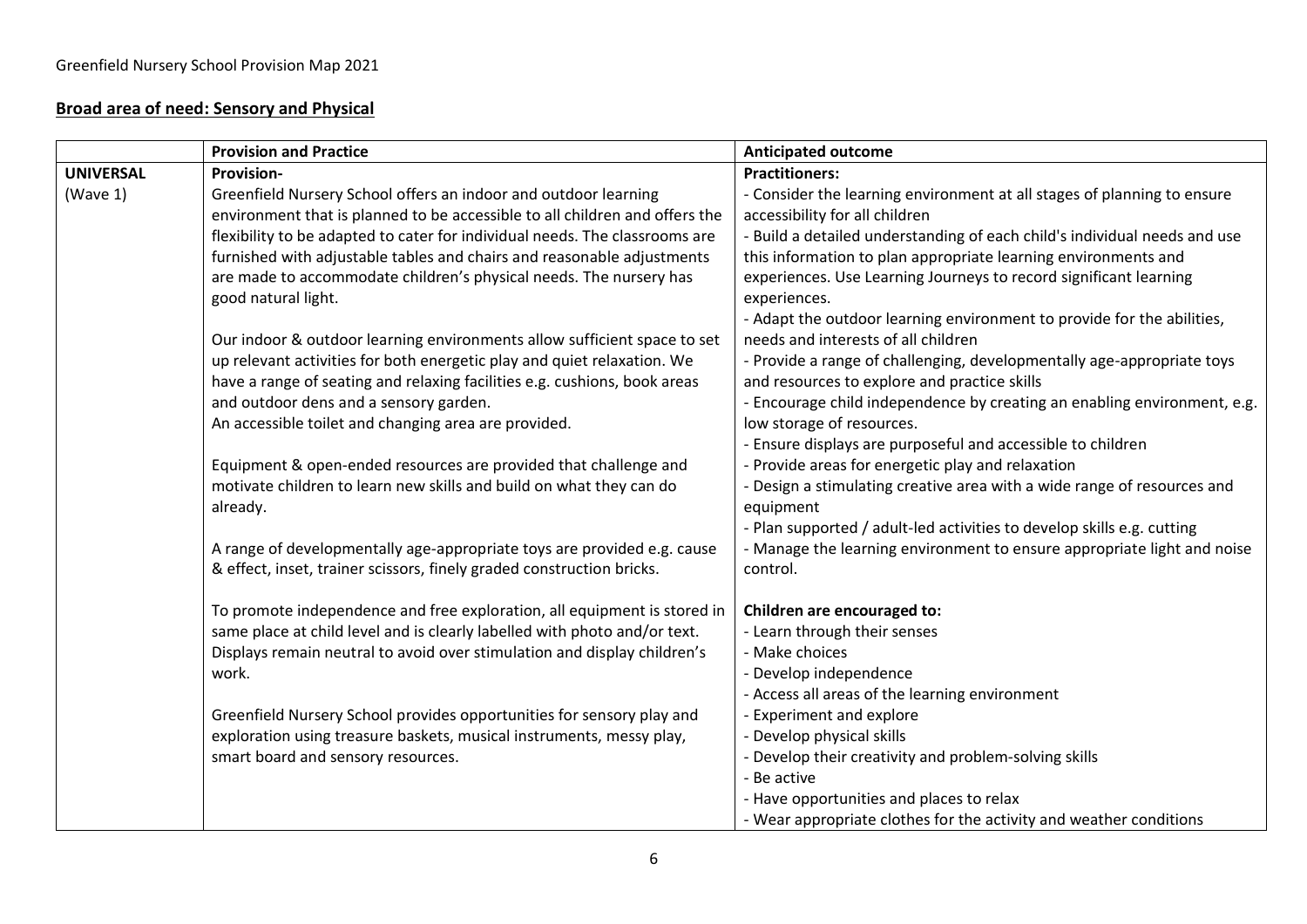Greenfield Nursery School Provision Map 2021

## Broad area of need: Sensory and Physical

| | Provision and Practice | Anticipated outcome |
|---|---|---|
| **UNIVERSAL** (Wave 1) | **Provision-**<br>Greenfield Nursery School offers an indoor and outdoor learning environment that is planned to be accessible to all children and offers the flexibility to be adapted to cater for individual needs. The classrooms are furnished with adjustable tables and chairs and reasonable adjustments are made to accommodate children's physical needs. The nursery has good natural light.<br><br>Our indoor & outdoor learning environments allow sufficient space to set up relevant activities for both energetic play and quiet relaxation. We have a range of seating and relaxing facilities e.g. cushions, book areas and outdoor dens and a sensory garden.<br>An accessible toilet and changing area are provided.<br><br>Equipment & open-ended resources are provided that challenge and motivate children to learn new skills and build on what they can do already.<br><br>A range of developmentally age-appropriate toys are provided e.g. cause & effect, inset, trainer scissors, finely graded construction bricks.<br><br>To promote independence and free exploration, all equipment is stored in same place at child level and is clearly labelled with photo and/or text. Displays remain neutral to avoid over stimulation and display children's work.<br><br>Greenfield Nursery School provides opportunities for sensory play and exploration using treasure baskets, musical instruments, messy play, smart board and sensory resources. | **Practitioners:**<br>- Consider the learning environment at all stages of planning to ensure accessibility for all children<br>- Build a detailed understanding of each child's individual needs and use this information to plan appropriate learning environments and experiences. Use Learning Journeys to record significant learning experiences.<br>- Adapt the outdoor learning environment to provide for the abilities, needs and interests of all children<br>- Provide a range of challenging, developmentally age-appropriate toys and resources to explore and practice skills<br>- Encourage child independence by creating an enabling environment, e.g. low storage of resources.<br>- Ensure displays are purposeful and accessible to children<br>- Provide areas for energetic play and relaxation<br>- Design a stimulating creative area with a wide range of resources and equipment<br>- Plan supported / adult-led activities to develop skills e.g. cutting<br>- Manage the learning environment to ensure appropriate light and noise control.<br><br>**Children are encouraged to:**<br>- Learn through their senses<br>- Make choices<br>- Develop independence<br>- Access all areas of the learning environment<br>- Experiment and explore<br>- Develop physical skills<br>- Develop their creativity and problem-solving skills<br>- Be active<br>- Have opportunities and places to relax<br>- Wear appropriate clothes for the activity and weather conditions |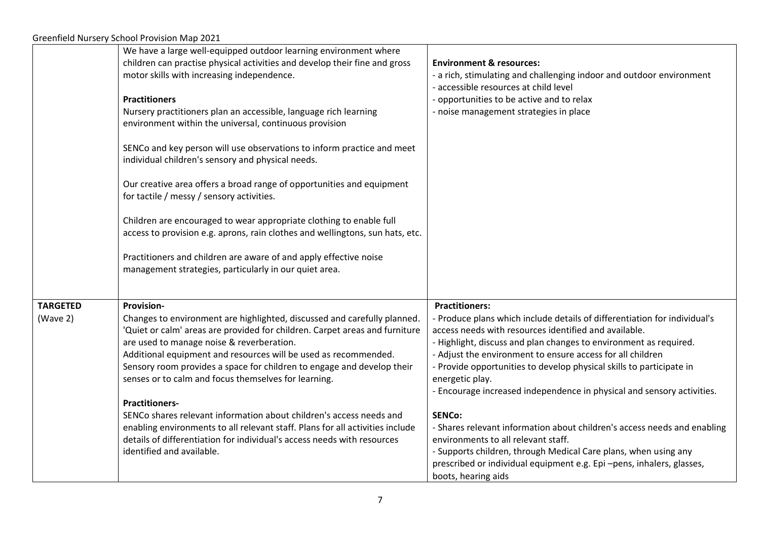| | | |
|---|---|---|
| | We have a large well-equipped outdoor learning environment where children can practise physical activities and develop their fine and gross motor skills with increasing independence.<br><br>**Practitioners**<br>Nursery practitioners plan an accessible, language rich learning environment within the universal, continuous provision<br><br>SENCo and key person will use observations to inform practice and meet individual children's sensory and physical needs.<br><br>Our creative area offers a broad range of opportunities and equipment for tactile / messy / sensory activities.<br><br>Children are encouraged to wear appropriate clothing to enable full access to provision e.g. aprons, rain clothes and wellingtons, sun hats, etc.<br><br>Practitioners and children are aware of and apply effective noise management strategies, particularly in our quiet area. | **Environment & resources:**<br>- a rich, stimulating and challenging indoor and outdoor environment<br>- accessible resources at child level<br>- opportunities to be active and to relax<br>- noise management strategies in place |
| **TARGETED**<br>(Wave 2) | **Provision-**<br>Changes to environment are highlighted, discussed and carefully planned. 'Quiet or calm' areas are provided for children. Carpet areas and furniture are used to manage noise & reverberation.<br>Additional equipment and resources will be used as recommended.<br>Sensory room provides a space for children to engage and develop their senses or to calm and focus themselves for learning.<br><br>**Practitioners-**<br>SENCo shares relevant information about children's access needs and enabling environments to all relevant staff. Plans for all activities include details of differentiation for individual's access needs with resources identified and available. | **Practitioners:**<br>- Produce plans which include details of differentiation for individual's access needs with resources identified and available.<br>- Highlight, discuss and plan changes to environment as required.<br>- Adjust the environment to ensure access for all children<br>- Provide opportunities to develop physical skills to participate in energetic play.<br>- Encourage increased independence in physical and sensory activities.<br><br>**SENCo:**<br>- Shares relevant information about children's access needs and enabling environments to all relevant staff.<br>- Supports children, through Medical Care plans, when using any prescribed or individual equipment e.g. Epi –pens, inhalers, glasses, boots, hearing aids |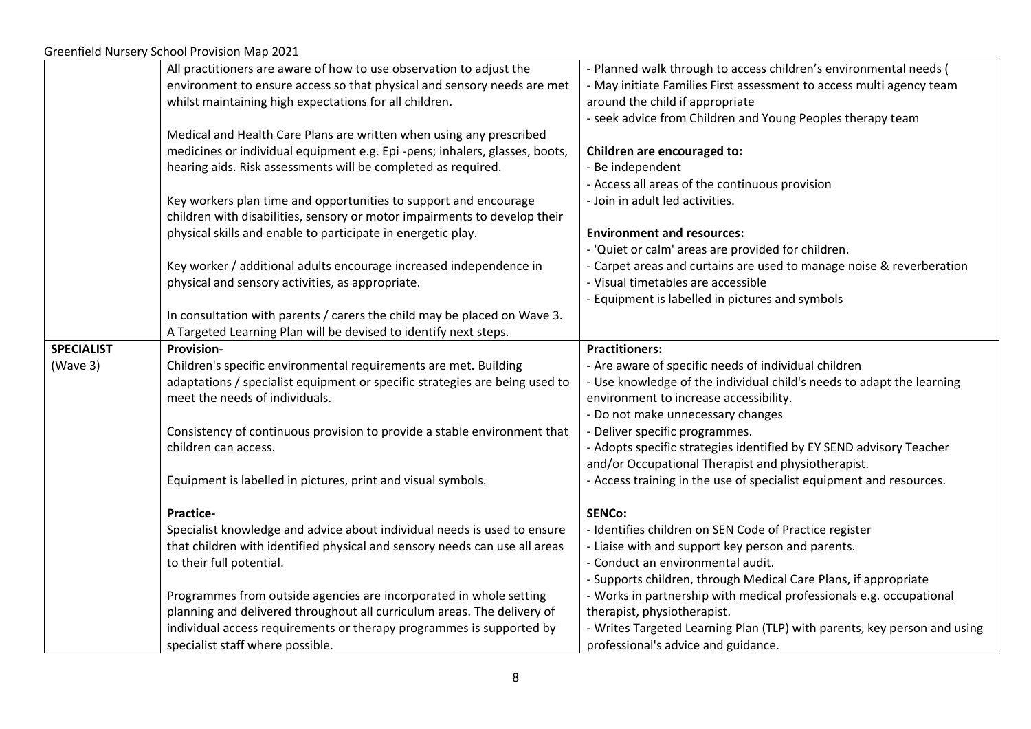| | | |
|---|---|---|
| | All practitioners are aware of how to use observation to adjust the environment to ensure access so that physical and sensory needs are met whilst maintaining high expectations for all children.<br><br>Medical and Health Care Plans are written when using any prescribed medicines or individual equipment e.g. Epi -pens; inhalers, glasses, boots, hearing aids. Risk assessments will be completed as required.<br><br>Key workers plan time and opportunities to support and encourage children with disabilities, sensory or motor impairments to develop their physical skills and enable to participate in energetic play.<br><br>Key worker / additional adults encourage increased independence in physical and sensory activities, as appropriate.<br><br>In consultation with parents / carers the child may be placed on Wave 3. A Targeted Learning Plan will be devised to identify next steps. | - Planned walk through to access children's environmental needs (<br>- May initiate Families First assessment to access multi agency team around the child if appropriate<br>- seek advice from Children and Young Peoples therapy team<br><br>**Children are encouraged to:**<br>- Be independent<br>- Access all areas of the continuous provision<br>- Join in adult led activities.<br><br>**Environment and resources:**<br>- 'Quiet or calm' areas are provided for children.<br>- Carpet areas and curtains are used to manage noise & reverberation<br>- Visual timetables are accessible<br>- Equipment is labelled in pictures and symbols |
| **SPECIALIST** (Wave 3) | **Provision-**<br>Children's specific environmental requirements are met. Building adaptations / specialist equipment or specific strategies are being used to meet the needs of individuals.<br><br>Consistency of continuous provision to provide a stable environment that children can access.<br><br>Equipment is labelled in pictures, print and visual symbols.<br><br>**Practice-**<br>Specialist knowledge and advice about individual needs is used to ensure that children with identified physical and sensory needs can use all areas to their full potential.<br><br>Programmes from outside agencies are incorporated in whole setting planning and delivered throughout all curriculum areas. The delivery of individual access requirements or therapy programmes is supported by specialist staff where possible. | **Practitioners:**<br>- Are aware of specific needs of individual children<br>- Use knowledge of the individual child's needs to adapt the learning environment to increase accessibility.<br>- Do not make unnecessary changes<br>- Deliver specific programmes.<br>- Adopts specific strategies identified by EY SEND advisory Teacher and/or Occupational Therapist and physiotherapist.<br>- Access training in the use of specialist equipment and resources.<br><br>**SENCo:**<br>- Identifies children on SEN Code of Practice register<br>- Liaise with and support key person and parents.<br>- Conduct an environmental audit.<br>- Supports children, through Medical Care Plans, if appropriate<br>- Works in partnership with medical professionals e.g. occupational therapist, physiotherapist.<br>- Writes Targeted Learning Plan (TLP) with parents, key person and using professional's advice and guidance. |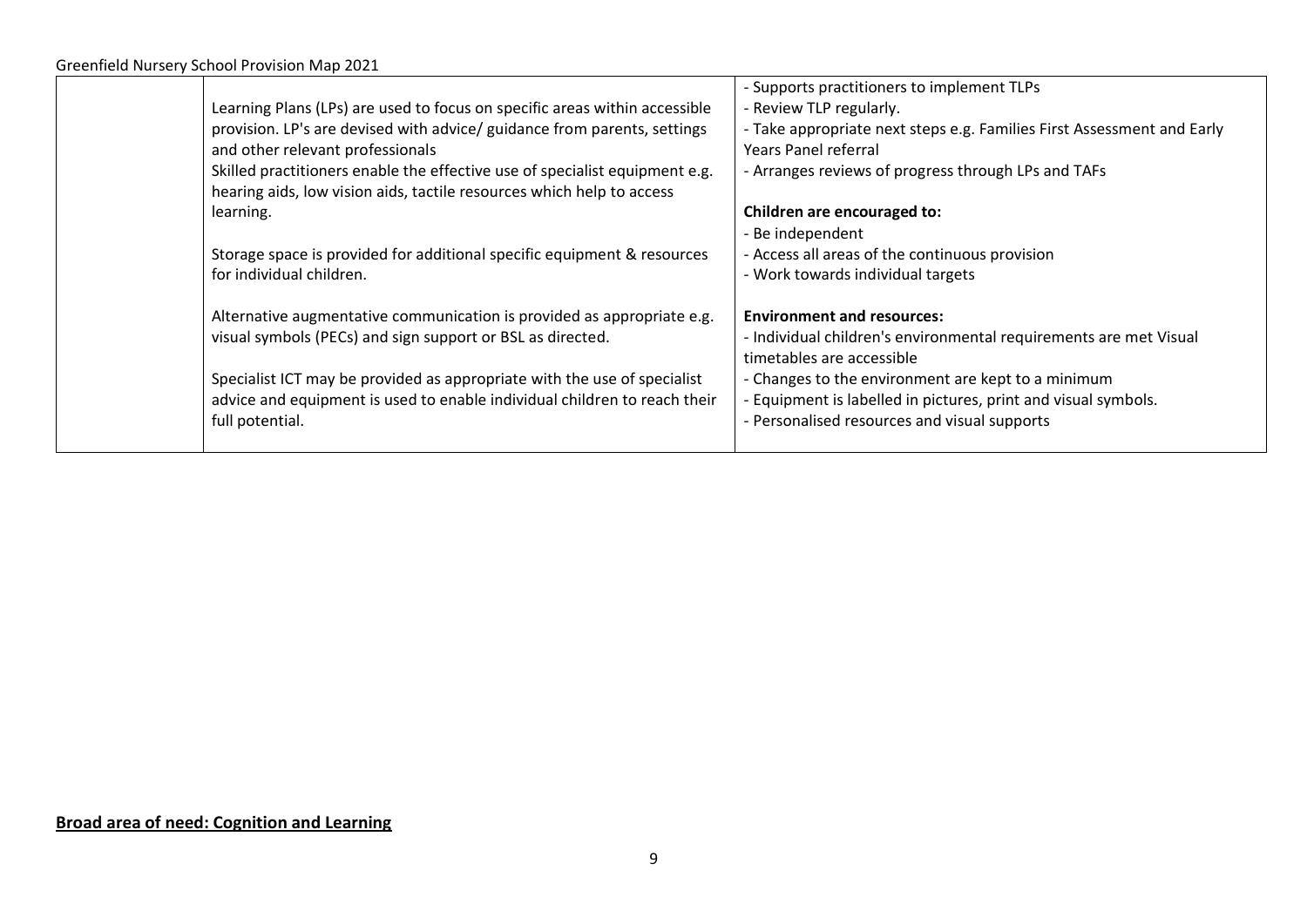| | | |
|---|---|---|
| | Learning Plans (LPs) are used to focus on specific areas within accessible provision. LP's are devised with advice/ guidance from parents, settings and other relevant professionals<br>Skilled practitioners enable the effective use of specialist equipment e.g. hearing aids, low vision aids, tactile resources which help to access learning.<br><br>Storage space is provided for additional specific equipment & resources for individual children.<br><br>Alternative augmentative communication is provided as appropriate e.g. visual symbols (PECs) and sign support or BSL as directed.<br><br>Specialist ICT may be provided as appropriate with the use of specialist advice and equipment is used to enable individual children to reach their full potential. | - Supports practitioners to implement TLPs<br>- Review TLP regularly.<br>- Take appropriate next steps e.g. Families First Assessment and Early Years Panel referral<br>- Arranges reviews of progress through LPs and TAFs<br><br>**Children are encouraged to:**<br>- Be independent<br>- Access all areas of the continuous provision<br>- Work towards individual targets<br><br>**Environment and resources:**<br>- Individual children's environmental requirements are met Visual timetables are accessible<br>- Changes to the environment are kept to a minimum<br>- Equipment is labelled in pictures, print and visual symbols.<br>- Personalised resources and visual supports |

**Broad area of need: Cognition and Learning**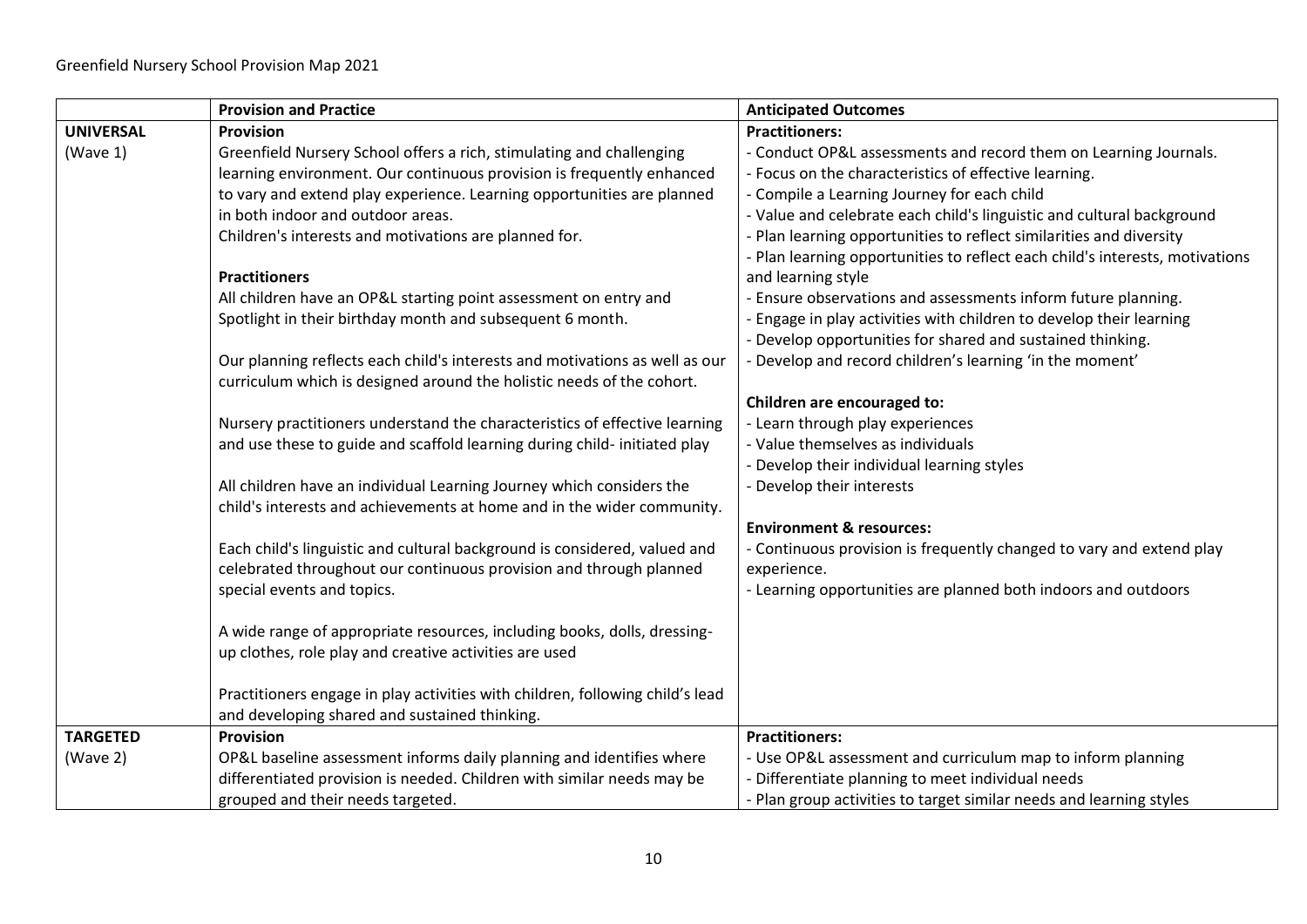Greenfield Nursery School Provision Map 2021

| | Provision and Practice | Anticipated Outcomes |
|---|---|---|
| **UNIVERSAL** (Wave 1) | **Provision**<br>Greenfield Nursery School offers a rich, stimulating and challenging learning environment. Our continuous provision is frequently enhanced to vary and extend play experience. Learning opportunities are planned in both indoor and outdoor areas.<br>Children's interests and motivations are planned for.<br><br>**Practitioners**<br>All children have an OP&L starting point assessment on entry and Spotlight in their birthday month and subsequent 6 month.<br><br>Our planning reflects each child's interests and motivations as well as our curriculum which is designed around the holistic needs of the cohort.<br><br>Nursery practitioners understand the characteristics of effective learning and use these to guide and scaffold learning during child- initiated play<br><br>All children have an individual Learning Journey which considers the child's interests and achievements at home and in the wider community.<br><br>Each child's linguistic and cultural background is considered, valued and celebrated throughout our continuous provision and through planned special events and topics.<br><br>A wide range of appropriate resources, including books, dolls, dressing-up clothes, role play and creative activities are used<br><br>Practitioners engage in play activities with children, following child's lead and developing shared and sustained thinking. | **Practitioners:**<br>- Conduct OP&L assessments and record them on Learning Journals.<br>- Focus on the characteristics of effective learning.<br>- Compile a Learning Journey for each child<br>- Value and celebrate each child's linguistic and cultural background<br>- Plan learning opportunities to reflect similarities and diversity<br>- Plan learning opportunities to reflect each child's interests, motivations and learning style<br>- Ensure observations and assessments inform future planning.<br>- Engage in play activities with children to develop their learning<br>- Develop opportunities for shared and sustained thinking.<br>- Develop and record children's learning 'in the moment'<br><br>**Children are encouraged to:**<br>- Learn through play experiences<br>- Value themselves as individuals<br>- Develop their individual learning styles<br>- Develop their interests<br><br>**Environment & resources:**<br>- Continuous provision is frequently changed to vary and extend play experience.<br>- Learning opportunities are planned both indoors and outdoors |
| **TARGETED** (Wave 2) | **Provision**<br>OP&L baseline assessment informs daily planning and identifies where differentiated provision is needed. Children with similar needs may be grouped and their needs targeted. | **Practitioners:**<br>- Use OP&L assessment and curriculum map to inform planning<br>- Differentiate planning to meet individual needs<br>- Plan group activities to target similar needs and learning styles |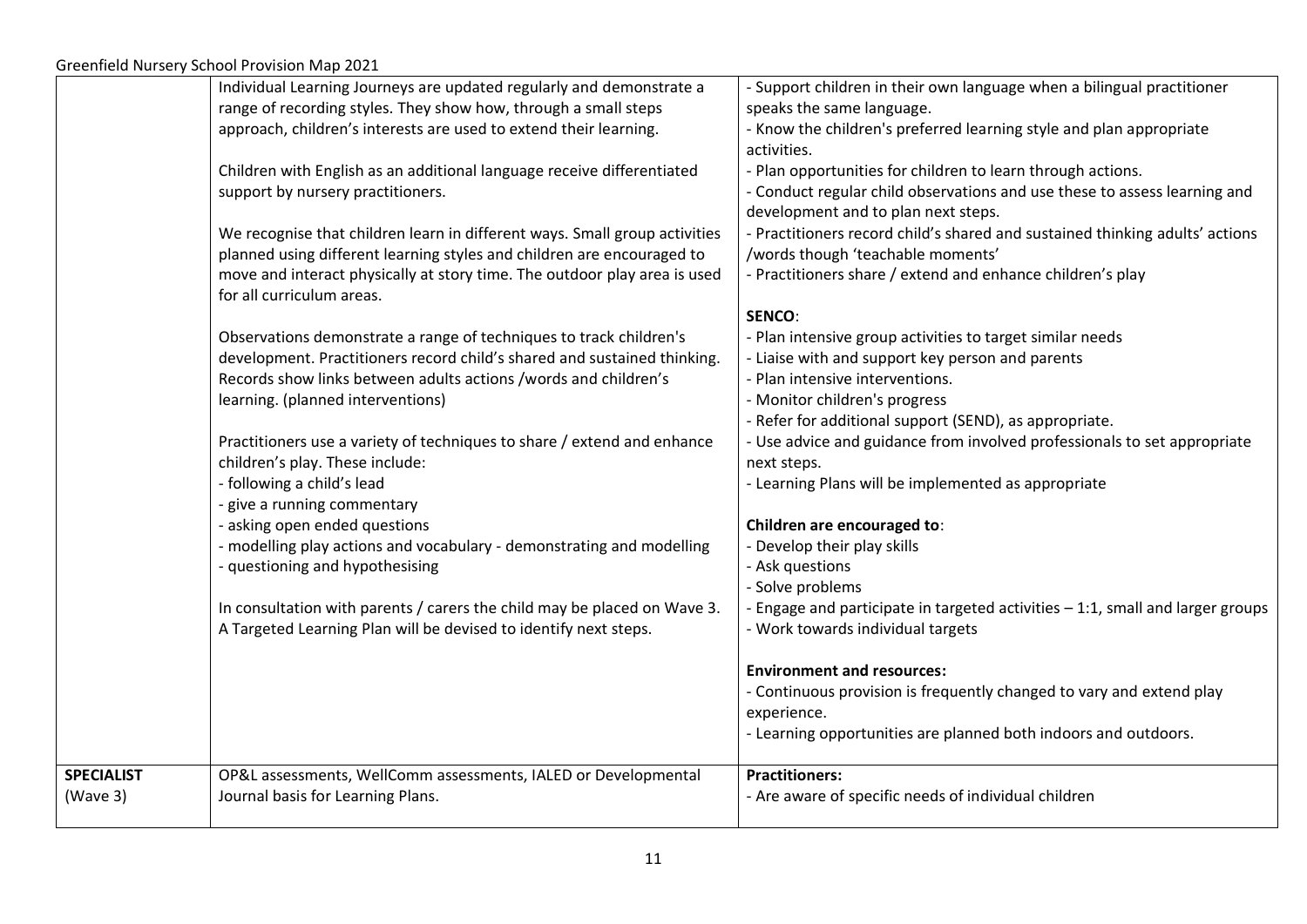| | | |
|---|---|---|
| | Individual Learning Journeys are updated regularly and demonstrate a range of recording styles. They show how, through a small steps approach, children's interests are used to extend their learning.<br><br>Children with English as an additional language receive differentiated support by nursery practitioners.<br><br>We recognise that children learn in different ways. Small group activities planned using different learning styles and children are encouraged to move and interact physically at story time. The outdoor play area is used for all curriculum areas.<br><br>Observations demonstrate a range of techniques to track children's development. Practitioners record child's shared and sustained thinking. Records show links between adults actions /words and children's learning. (planned interventions)<br><br>Practitioners use a variety of techniques to share / extend and enhance children's play. These include:<br>- following a child's lead<br>- give a running commentary<br>- asking open ended questions<br>- modelling play actions and vocabulary - demonstrating and modelling<br>- questioning and hypothesising<br><br>In consultation with parents / carers the child may be placed on Wave 3. A Targeted Learning Plan will be devised to identify next steps. | - Support children in their own language when a bilingual practitioner speaks the same language.<br>- Know the children's preferred learning style and plan appropriate activities.<br>- Plan opportunities for children to learn through actions.<br>- Conduct regular child observations and use these to assess learning and development and to plan next steps.<br>- Practitioners record child's shared and sustained thinking adults' actions /words though 'teachable moments'<br>- Practitioners share / extend and enhance children's play<br><br>**SENCO**:<br>- Plan intensive group activities to target similar needs<br>- Liaise with and support key person and parents<br>- Plan intensive interventions.<br>- Monitor children's progress<br>- Refer for additional support (SEND), as appropriate.<br>- Use advice and guidance from involved professionals to set appropriate next steps.<br>- Learning Plans will be implemented as appropriate<br><br>**Children are encouraged to**:<br>- Develop their play skills<br>- Ask questions<br>- Solve problems<br>- Engage and participate in targeted activities – 1:1, small and larger groups<br>- Work towards individual targets<br><br>**Environment and resources:**<br>- Continuous provision is frequently changed to vary and extend play experience.<br>- Learning opportunities are planned both indoors and outdoors. |
| **SPECIALIST**<br>(Wave 3) | OP&L assessments, WellComm assessments, IALED or Developmental Journal basis for Learning Plans. | **Practitioners:**<br>- Are aware of specific needs of individual children |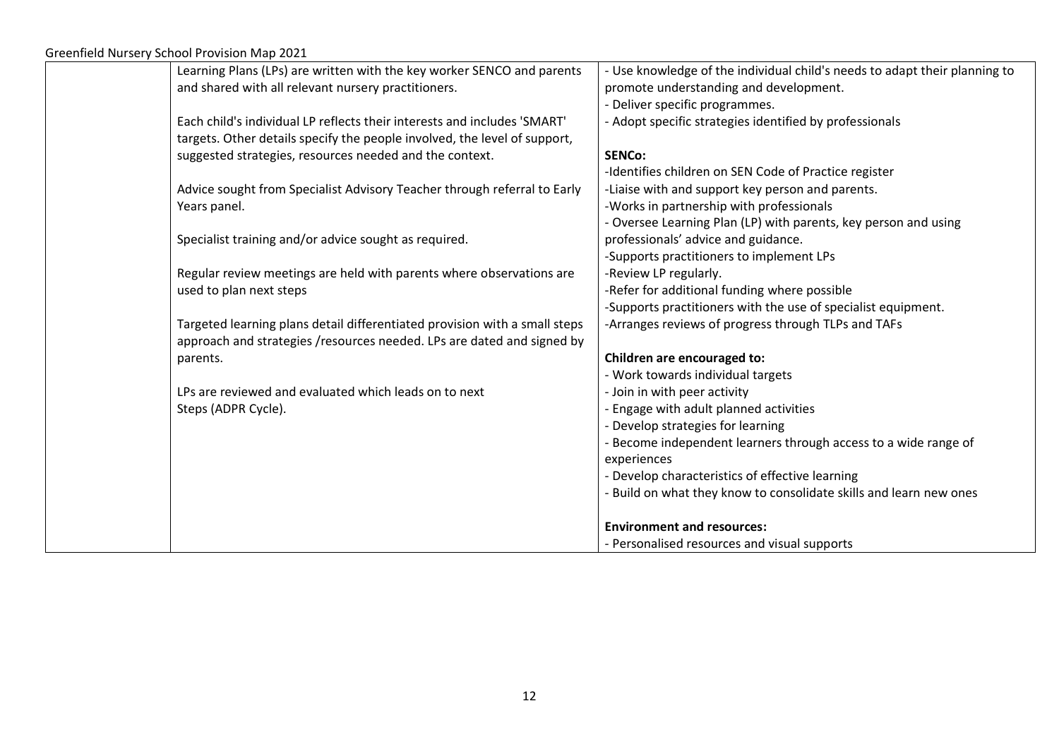| | | |
|---|---|---|
| | Learning Plans (LPs) are written with the key worker SENCO and parents and shared with all relevant nursery practitioners.<br><br>Each child's individual LP reflects their interests and includes 'SMART' targets. Other details specify the people involved, the level of support, suggested strategies, resources needed and the context.<br><br>Advice sought from Specialist Advisory Teacher through referral to Early Years panel.<br><br>Specialist training and/or advice sought as required.<br><br>Regular review meetings are held with parents where observations are used to plan next steps<br><br>Targeted learning plans detail differentiated provision with a small steps approach and strategies /resources needed. LPs are dated and signed by parents.<br><br>LPs are reviewed and evaluated which leads on to next Steps (ADPR Cycle). | - Use knowledge of the individual child's needs to adapt their planning to promote understanding and development.<br>- Deliver specific programmes.<br>- Adopt specific strategies identified by professionals<br><br>**SENCo:**<br>-Identifies children on SEN Code of Practice register<br>-Liaise with and support key person and parents.<br>-Works in partnership with professionals<br>- Oversee Learning Plan (LP) with parents, key person and using professionals' advice and guidance.<br>-Supports practitioners to implement LPs<br>-Review LP regularly.<br>-Refer for additional funding where possible<br>-Supports practitioners with the use of specialist equipment.<br>-Arranges reviews of progress through TLPs and TAFs<br><br>**Children are encouraged to:**<br>- Work towards individual targets<br>- Join in with peer activity<br>- Engage with adult planned activities<br>- Develop strategies for learning<br>- Become independent learners through access to a wide range of experiences<br>- Develop characteristics of effective learning<br>- Build on what they know to consolidate skills and learn new ones<br><br>**Environment and resources:**<br>- Personalised resources and visual supports |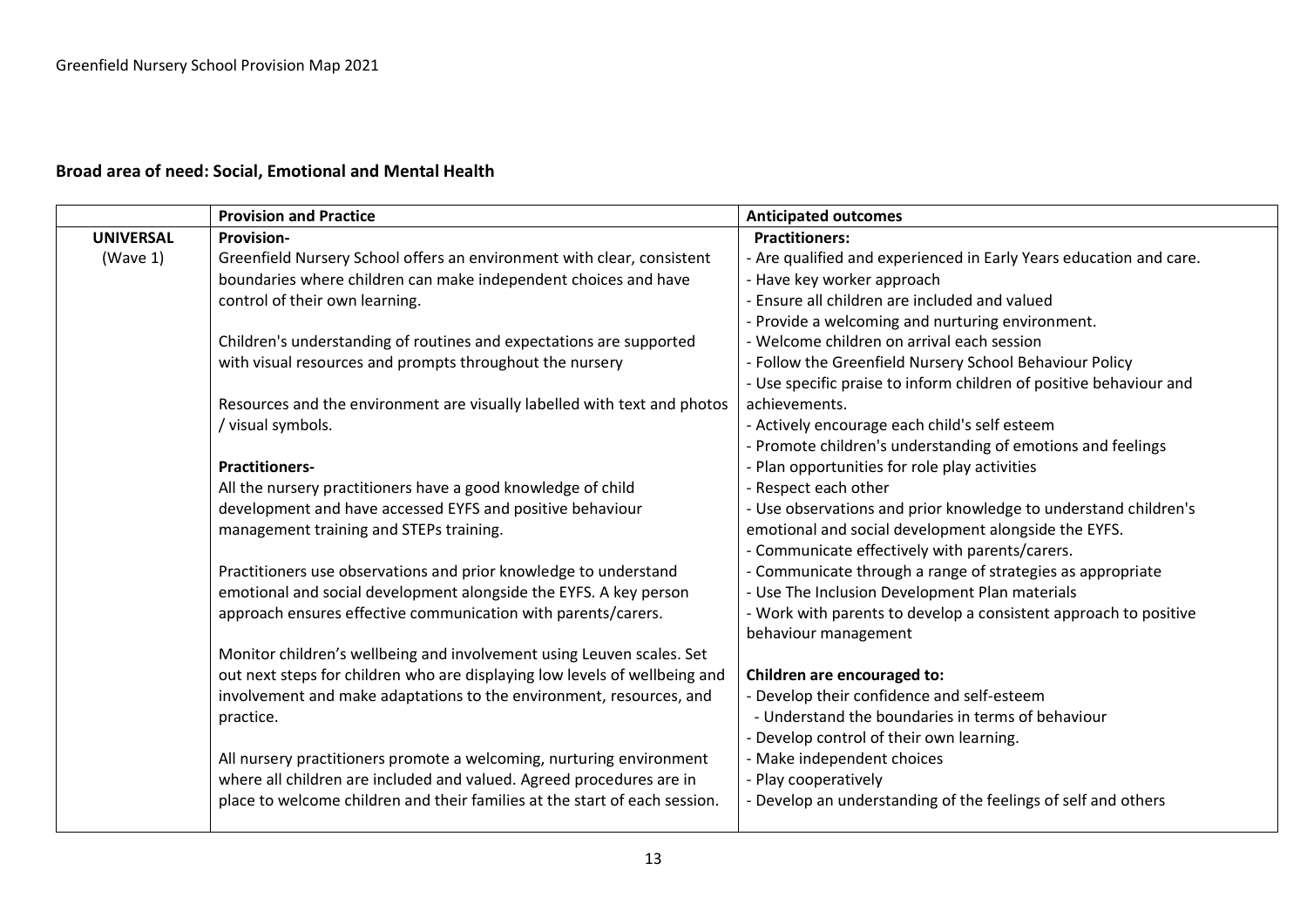Greenfield Nursery School Provision Map 2021

**Broad area of need: Social, Emotional and Mental Health**

| | Provision and Practice | Anticipated outcomes |
|---|---|---|
| **UNIVERSAL** (Wave 1) | **Provision-**<br>Greenfield Nursery School offers an environment with clear, consistent boundaries where children can make independent choices and have control of their own learning.<br><br>Children's understanding of routines and expectations are supported with visual resources and prompts throughout the nursery<br><br>Resources and the environment are visually labelled with text and photos / visual symbols.<br><br>**Practitioners-**<br>All the nursery practitioners have a good knowledge of child development and have accessed EYFS and positive behaviour management training and STEPs training.<br><br>Practitioners use observations and prior knowledge to understand emotional and social development alongside the EYFS. A key person approach ensures effective communication with parents/carers.<br><br>Monitor children's wellbeing and involvement using Leuven scales. Set out next steps for children who are displaying low levels of wellbeing and involvement and make adaptations to the environment, resources, and practice.<br><br>All nursery practitioners promote a welcoming, nurturing environment where all children are included and valued. Agreed procedures are in place to welcome children and their families at the start of each session. | **Practitioners:**<br>- Are qualified and experienced in Early Years education and care.<br>- Have key worker approach<br>- Ensure all children are included and valued<br>- Provide a welcoming and nurturing environment.<br>- Welcome children on arrival each session<br>- Follow the Greenfield Nursery School Behaviour Policy<br>- Use specific praise to inform children of positive behaviour and achievements.<br>- Actively encourage each child's self esteem<br>- Promote children's understanding of emotions and feelings<br>- Plan opportunities for role play activities<br>- Respect each other<br>- Use observations and prior knowledge to understand children's emotional and social development alongside the EYFS.<br>- Communicate effectively with parents/carers.<br>- Communicate through a range of strategies as appropriate<br>- Use The Inclusion Development Plan materials<br>- Work with parents to develop a consistent approach to positive behaviour management<br><br>**Children are encouraged to:**<br>- Develop their confidence and self-esteem<br>- Understand the boundaries in terms of behaviour<br>- Develop control of their own learning.<br>- Make independent choices<br>- Play cooperatively<br>- Develop an understanding of the feelings of self and others |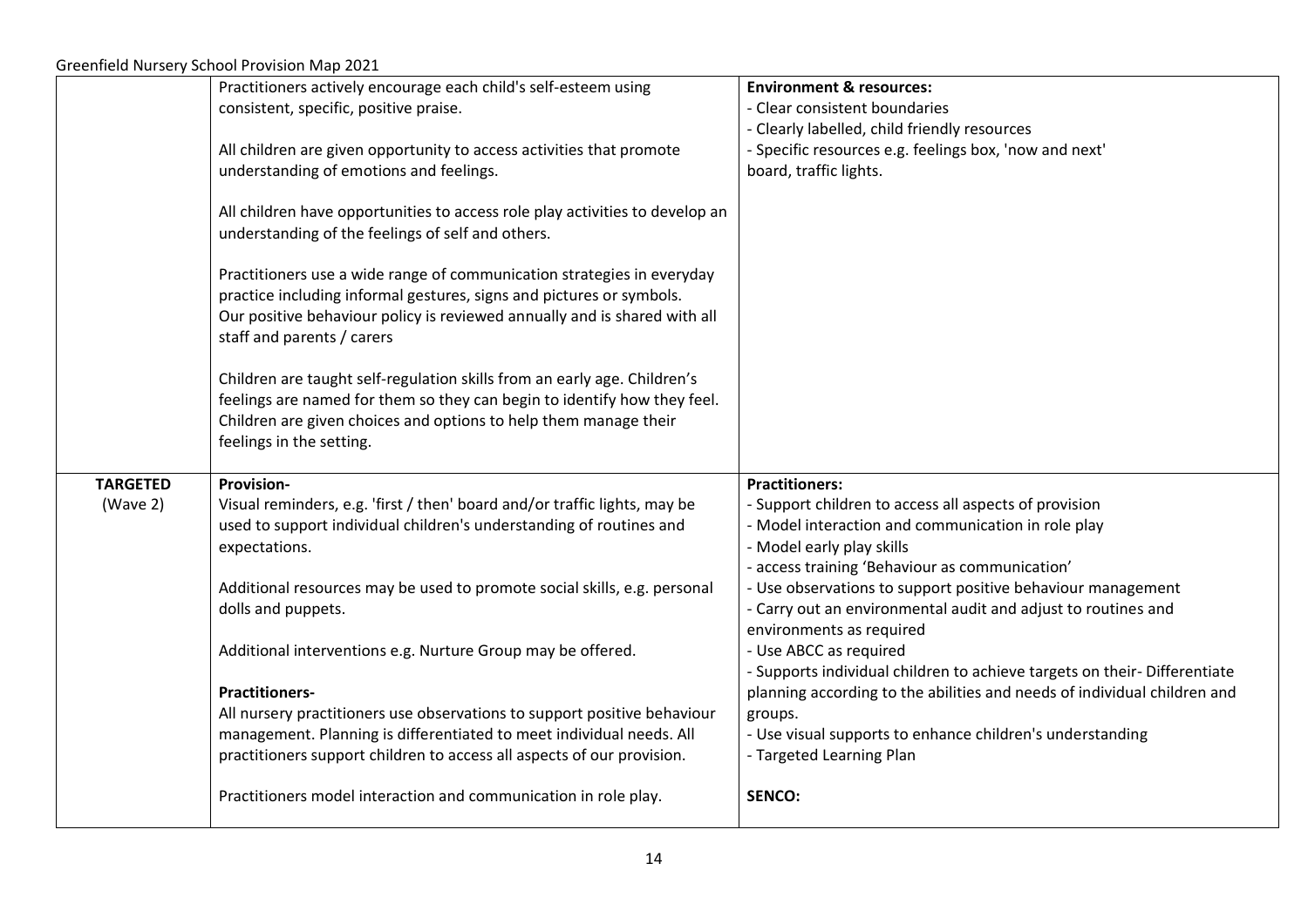| | | |
|---|---|---|
| | Practitioners actively encourage each child's self-esteem using consistent, specific, positive praise.<br><br>All children are given opportunity to access activities that promote understanding of emotions and feelings.<br><br>All children have opportunities to access role play activities to develop an understanding of the feelings of self and others.<br><br>Practitioners use a wide range of communication strategies in everyday practice including informal gestures, signs and pictures or symbols.<br>Our positive behaviour policy is reviewed annually and is shared with all staff and parents / carers<br><br>Children are taught self-regulation skills from an early age. Children's feelings are named for them so they can begin to identify how they feel. Children are given choices and options to help them manage their feelings in the setting. | **Environment & resources:**<br>- Clear consistent boundaries<br>- Clearly labelled, child friendly resources<br>- Specific resources e.g. feelings box, 'now and next' board, traffic lights. |
| **TARGETED** (Wave 2) | **Provision-**<br>Visual reminders, e.g. 'first / then' board and/or traffic lights, may be used to support individual children's understanding of routines and expectations.<br><br>Additional resources may be used to promote social skills, e.g. personal dolls and puppets.<br><br>Additional interventions e.g. Nurture Group may be offered.<br><br>**Practitioners-**<br>All nursery practitioners use observations to support positive behaviour management. Planning is differentiated to meet individual needs. All practitioners support children to access all aspects of our provision.<br><br>Practitioners model interaction and communication in role play. | **Practitioners:**<br>- Support children to access all aspects of provision<br>- Model interaction and communication in role play<br>- Model early play skills<br>- access training 'Behaviour as communication'<br>- Use observations to support positive behaviour management<br>- Carry out an environmental audit and adjust to routines and environments as required<br>- Use ABCC as required<br>- Supports individual children to achieve targets on their- Differentiate planning according to the abilities and needs of individual children and groups.<br>- Use visual supports to enhance children's understanding<br>- Targeted Learning Plan<br><br>**SENCO:** |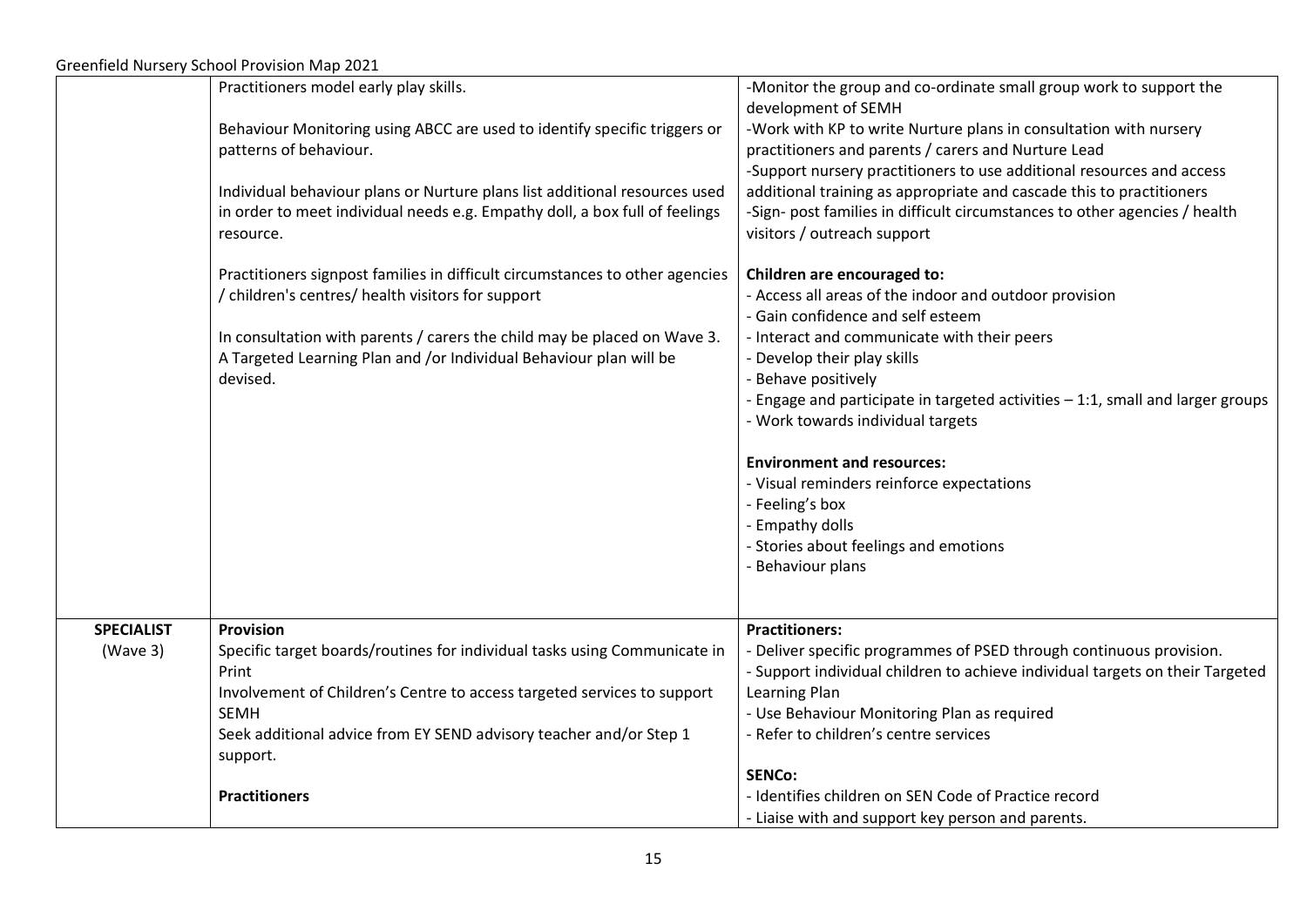| | | |
|---|---|---|
| | Practitioners model early play skills.<br><br>Behaviour Monitoring using ABCC are used to identify specific triggers or patterns of behaviour.<br><br>Individual behaviour plans or Nurture plans list additional resources used in order to meet individual needs e.g. Empathy doll, a box full of feelings resource.<br><br>Practitioners signpost families in difficult circumstances to other agencies / children's centres/ health visitors for support<br><br>In consultation with parents / carers the child may be placed on Wave 3. A Targeted Learning Plan and /or Individual Behaviour plan will be devised. | -Monitor the group and co-ordinate small group work to support the development of SEMH<br>-Work with KP to write Nurture plans in consultation with nursery practitioners and parents / carers and Nurture Lead<br>-Support nursery practitioners to use additional resources and access additional training as appropriate and cascade this to practitioners<br>-Sign- post families in difficult circumstances to other agencies / health visitors / outreach support<br><br>**Children are encouraged to:**<br>- Access all areas of the indoor and outdoor provision<br>- Gain confidence and self esteem<br>- Interact and communicate with their peers<br>- Develop their play skills<br>- Behave positively<br>- Engage and participate in targeted activities – 1:1, small and larger groups<br>- Work towards individual targets<br><br>**Environment and resources:**<br>- Visual reminders reinforce expectations<br>- Feeling's box<br>- Empathy dolls<br>- Stories about feelings and emotions<br>- Behaviour plans |
| **SPECIALIST**<br>(Wave 3) | **Provision**<br>Specific target boards/routines for individual tasks using Communicate in Print<br>Involvement of Children's Centre to access targeted services to support SEMH<br>Seek additional advice from EY SEND advisory teacher and/or Step 1 support.<br><br>**Practitioners** | **Practitioners:**<br>- Deliver specific programmes of PSED through continuous provision.<br>- Support individual children to achieve individual targets on their Targeted Learning Plan<br>- Use Behaviour Monitoring Plan as required<br>- Refer to children's centre services<br><br>**SENCo:**<br>- Identifies children on SEN Code of Practice record<br>- Liaise with and support key person and parents. |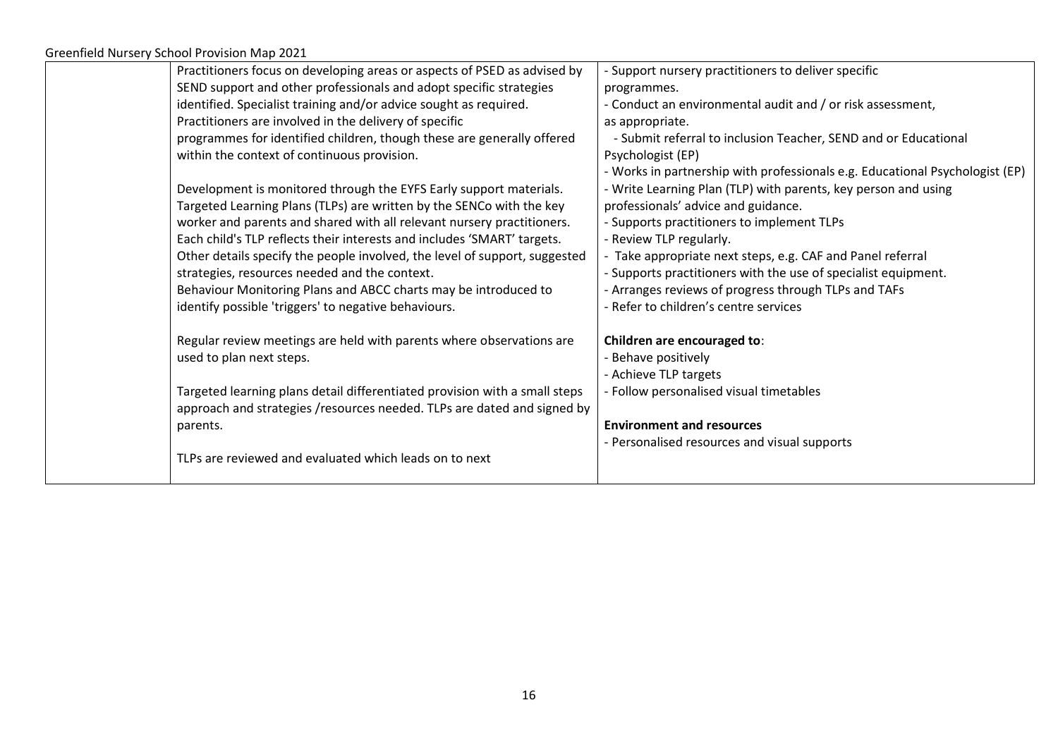| | | |
|---|---|---|
| | Practitioners focus on developing areas or aspects of PSED as advised by SEND support and other professionals and adopt specific strategies identified. Specialist training and/or advice sought as required. Practitioners are involved in the delivery of specific programmes for identified children, though these are generally offered within the context of continuous provision.<br><br>Development is monitored through the EYFS Early support materials. Targeted Learning Plans (TLPs) are written by the SENCo with the key worker and parents and shared with all relevant nursery practitioners. Each child's TLP reflects their interests and includes 'SMART' targets. Other details specify the people involved, the level of support, suggested strategies, resources needed and the context.<br>Behaviour Monitoring Plans and ABCC charts may be introduced to identify possible 'triggers' to negative behaviours.<br><br>Regular review meetings are held with parents where observations are used to plan next steps.<br><br>Targeted learning plans detail differentiated provision with a small steps approach and strategies /resources needed. TLPs are dated and signed by parents.<br><br>TLPs are reviewed and evaluated which leads on to next | - Support nursery practitioners to deliver specific programmes.<br>- Conduct an environmental audit and / or risk assessment, as appropriate.<br>- Submit referral to inclusion Teacher, SEND and or Educational Psychologist (EP)<br>- Works in partnership with professionals e.g. Educational Psychologist (EP)<br>- Write Learning Plan (TLP) with parents, key person and using professionals' advice and guidance.<br>- Supports practitioners to implement TLPs<br>- Review TLP regularly.<br>- Take appropriate next steps, e.g. CAF and Panel referral<br>- Supports practitioners with the use of specialist equipment.<br>- Arranges reviews of progress through TLPs and TAFs<br>- Refer to children's centre services<br><br>**Children are encouraged to**:<br>- Behave positively<br>- Achieve TLP targets<br>- Follow personalised visual timetables<br><br>**Environment and resources**<br>- Personalised resources and visual supports |